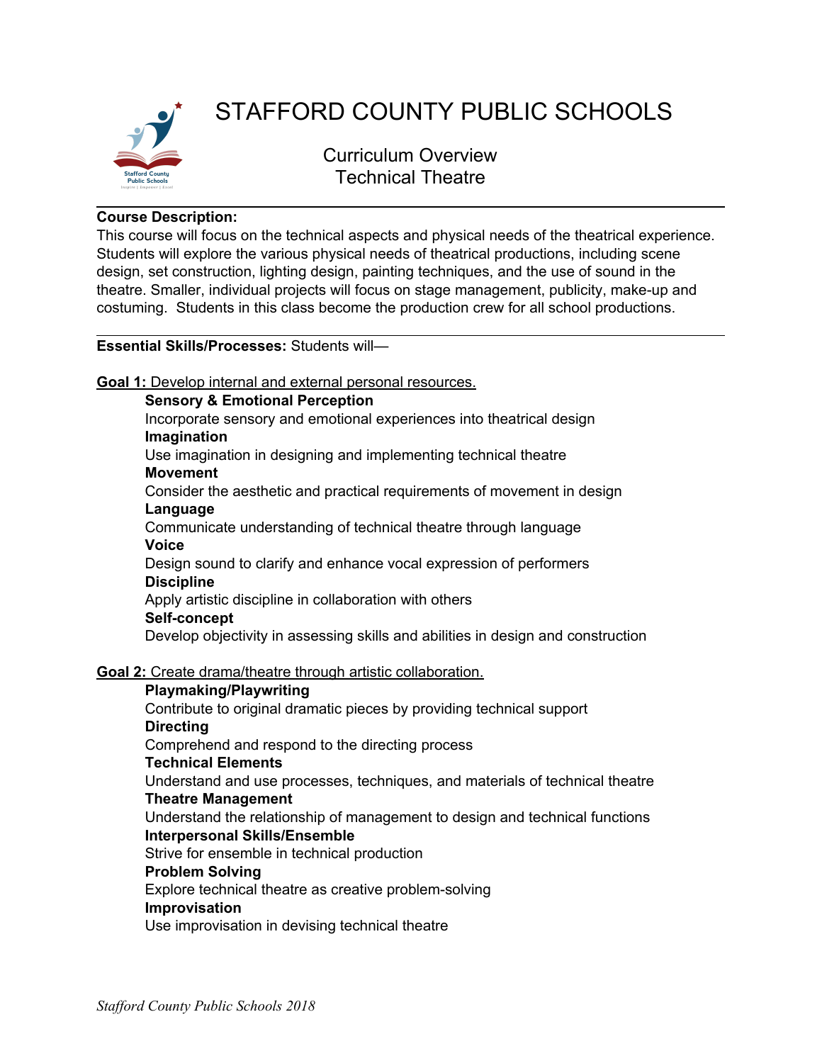# STAFFORD COUNTY PUBLIC SCHOOLS

## Curriculum Overview
## Technical Theatre

**Course Description:**
This course will focus on the technical aspects and physical needs of the theatrical experience. Students will explore the various physical needs of theatrical productions, including scene design, set construction, lighting design, painting techniques, and the use of sound in the theatre. Smaller, individual projects will focus on stage management, publicity, make-up and costuming. Students in this class become the production crew for all school productions.

---

**Essential Skills/Processes:** Students will—

**Goal 1:** Develop internal and external personal resources.

**Sensory & Emotional Perception**
Incorporate sensory and emotional experiences into theatrical design

**Imagination**
Use imagination in designing and implementing technical theatre

**Movement**
Consider the aesthetic and practical requirements of movement in design

**Language**
Communicate understanding of technical theatre through language

**Voice**
Design sound to clarify and enhance vocal expression of performers

**Discipline**
Apply artistic discipline in collaboration with others

**Self-concept**
Develop objectivity in assessing skills and abilities in design and construction

**Goal 2:** Create drama/theatre through artistic collaboration.

**Playmaking/Playwriting**
Contribute to original dramatic pieces by providing technical support

**Directing**
Comprehend and respond to the directing process

**Technical Elements**
Understand and use processes, techniques, and materials of technical theatre

**Theatre Management**
Understand the relationship of management to design and technical functions

**Interpersonal Skills/Ensemble**
Strive for ensemble in technical production

**Problem Solving**
Explore technical theatre as creative problem-solving

**Improvisation**
Use improvisation in devising technical theatre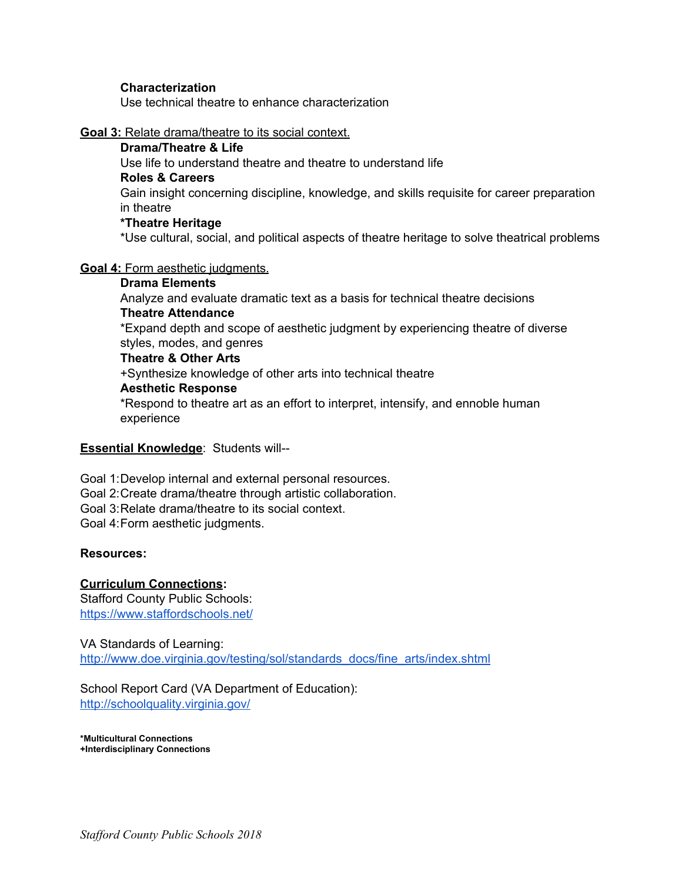**Characterization**
Use technical theatre to enhance characterization

**Goal 3:** Relate drama/theatre to its social context.

**Drama/Theatre & Life**
Use life to understand theatre and theatre to understand life

**Roles & Careers**
Gain insight concerning discipline, knowledge, and skills requisite for career preparation in theatre

***Theatre Heritage**
*Use cultural, social, and political aspects of theatre heritage to solve theatrical problems

**Goal 4:** Form aesthetic judgments.

**Drama Elements**
Analyze and evaluate dramatic text as a basis for technical theatre decisions

**Theatre Attendance**
*Expand depth and scope of aesthetic judgment by experiencing theatre of diverse styles, modes, and genres

**Theatre & Other Arts**
+Synthesize knowledge of other arts into technical theatre

**Aesthetic Response**
*Respond to theatre art as an effort to interpret, intensify, and ennoble human experience

**Essential Knowledge**: Students will--

Goal 1: Develop internal and external personal resources.
Goal 2: Create drama/theatre through artistic collaboration.
Goal 3: Relate drama/theatre to its social context.
Goal 4: Form aesthetic judgments.

**Resources:**

**Curriculum Connections:**
Stafford County Public Schools:
https://www.staffordschools.net/

VA Standards of Learning:
http://www.doe.virginia.gov/testing/sol/standards_docs/fine_arts/index.shtml

School Report Card (VA Department of Education):
http://schoolquality.virginia.gov/

***Multicultural Connections**
**+Interdisciplinary Connections**